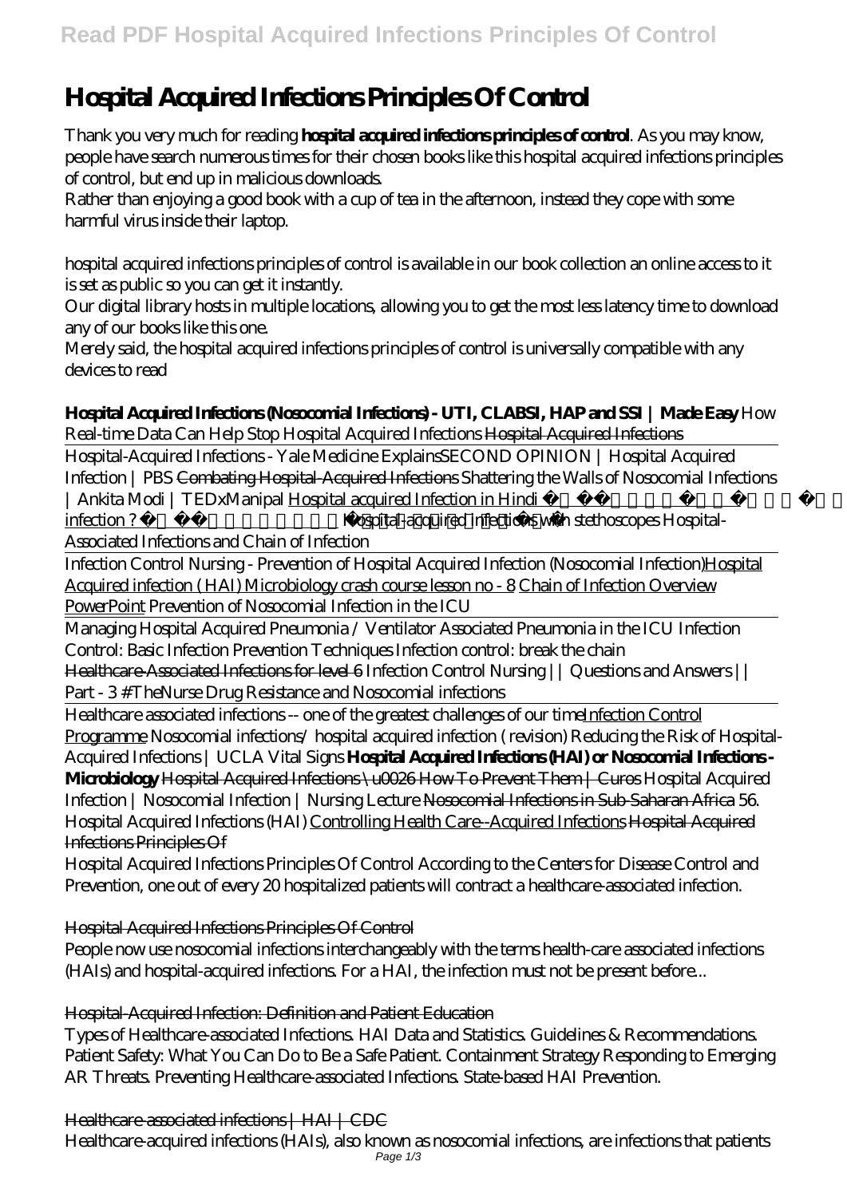# Hospital Acquired Infections Principles Of Control

Thank you very much for reading **hospital acquired infections principles of control**. As you may know, people have search numerous times for their chosen books like this hospital acquired infections principles of control, but end up in malicious downloads.

Rather than enjoying a good book with a cup of tea in the afternoon, instead they cope with some harmful virus inside their laptop.

hospital acquired infections principles of control is available in our book collection an online access to it is set as public so you can get it instantly.

Our digital library hosts in multiple locations, allowing you to get the most less latency time to download any of our books like this one.

Merely said, the hospital acquired infections principles of control is universally compatible with any devices to read

**Hospital Acquired Infections (Nosocomial Infections) - UTI, CLABSI, HAP and SSI | Made Easy** *How Real-time Data Can Help Stop Hospital Acquired Infections* ~~Hospital Acquired Infections~~

Hospital-Acquired Infections - Yale Medicine Explains *SECOND OPINION | Hospital Acquired Infection | PBS* ~~Combating Hospital-Acquired Infections~~ *Shattering the Walls of Nosocomial Infections | Ankita Modi | TEDxManipal* Hospital acquired Infection in Hindi infection ? *Hospital-acquired infections with stethoscopes* *Hospital-Associated Infections and Chain of Infection*

Infection Control Nursing - Prevention of Hospital Acquired Infection (Nosocomial Infection) Hospital Acquired infection ( HAI) Microbiology crash course lesson no - 8 Chain of Infection Overview PowerPoint *Prevention of Nosocomial Infection in the ICU*

Managing Hospital Acquired Pneumonia / Ventilator Associated Pneumonia in the ICU *Infection Control: Basic Infection Prevention Techniques* *Infection control: break the chain*

~~Healthcare-Associated Infections for level 6~~ *Infection Control Nursing || Questions and Answers || Part - 3 #TheNurse* *Drug Resistance and Nosocomial infections*

Healthcare associated infections -- one of the greatest challenges of our time Infection Control Programme *Nosocomial infections/ hospital acquired infection ( revision)* *Reducing the Risk of Hospital-Acquired Infections | UCLA Vital Signs* **Hospital Acquired Infections (HAI) or Nosocomial Infections - Microbiology** ~~Hospital Acquired Infections \u0026 How To Prevent Them | Curos~~ *Hospital Acquired Infection | Nosocomial Infection | Nursing Lecture* ~~Nosocomial Infections in Sub-Saharan Africa~~ *56. Hospital Acquired Infections (HAI)* Controlling Health Care--Acquired Infections ~~Hospital Acquired Infections Principles Of~~

Hospital Acquired Infections Principles Of Control According to the Centers for Disease Control and Prevention, one out of every 20 hospitalized patients will contract a healthcare-associated infection.

## Hospital Acquired Infections Principles Of Control

People now use nosocomial infections interchangeably with the terms health-care associated infections (HAIs) and hospital-acquired infections. For a HAI, the infection must not be present before...

## Hospital-Acquired Infection: Definition and Patient Education

Types of Healthcare-associated Infections. HAI Data and Statistics. Guidelines & Recommendations. Patient Safety: What You Can Do to Be a Safe Patient. Containment Strategy Responding to Emerging AR Threats. Preventing Healthcare-associated Infections. State-based HAI Prevention.

## Healthcare-associated infections | HAI | CDC

Healthcare-acquired infections (HAIs), also known as nosocomial infections, are infections that patients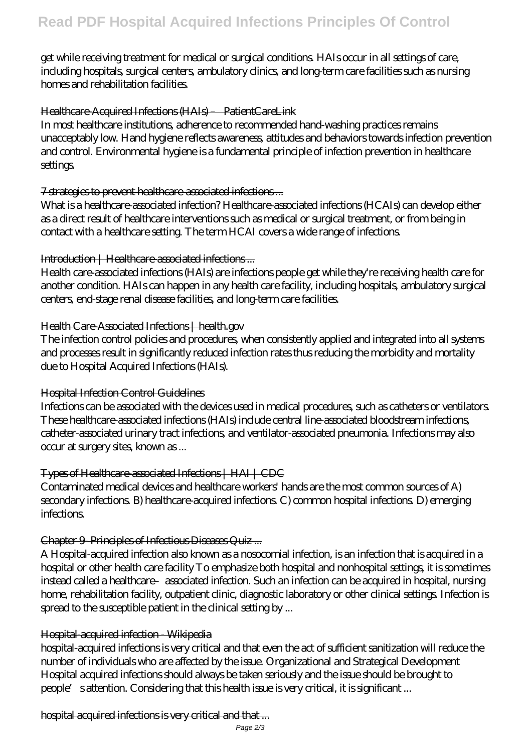get while receiving treatment for medical or surgical conditions. HAIs occur in all settings of care, including hospitals, surgical centers, ambulatory clinics, and long-term care facilities such as nursing homes and rehabilitation facilities.

Healthcare-Acquired Infections (HAIs) – PatientCareLink

In most healthcare institutions, adherence to recommended hand-washing practices remains unacceptably low. Hand hygiene reflects awareness, attitudes and behaviors towards infection prevention and control. Environmental hygiene is a fundamental principle of infection prevention in healthcare settings.

7 strategies to prevent healthcare-associated infections ...

What is a healthcare-associated infection? Healthcare-associated infections (HCAIs) can develop either as a direct result of healthcare interventions such as medical or surgical treatment, or from being in contact with a healthcare setting. The term HCAI covers a wide range of infections.

Introduction | Healthcare-associated infections ...

Health care-associated infections (HAIs) are infections people get while they're receiving health care for another condition. HAIs can happen in any health care facility, including hospitals, ambulatory surgical centers, end-stage renal disease facilities, and long-term care facilities.

Health Care-Associated Infections | health.gov

The infection control policies and procedures, when consistently applied and integrated into all systems and processes result in significantly reduced infection rates thus reducing the morbidity and mortality due to Hospital Acquired Infections (HAIs).

Hospital Infection Control Guidelines

Infections can be associated with the devices used in medical procedures, such as catheters or ventilators. These healthcare-associated infections (HAIs) include central line-associated bloodstream infections, catheter-associated urinary tract infections, and ventilator-associated pneumonia. Infections may also occur at surgery sites, known as ...

Types of Healthcare-associated Infections | HAI | CDC

Contaminated medical devices and healthcare workers' hands are the most common sources of A) secondary infections. B) healthcare-acquired infections. C) common hospital infections. D) emerging infections.

Chapter 9- Principles of Infectious Diseases Quiz ...

A Hospital-acquired infection also known as a nosocomial infection, is an infection that is acquired in a hospital or other health care facility To emphasize both hospital and nonhospital settings, it is sometimes instead called a healthcare–associated infection. Such an infection can be acquired in hospital, nursing home, rehabilitation facility, outpatient clinic, diagnostic laboratory or other clinical settings. Infection is spread to the susceptible patient in the clinical setting by ...

Hospital-acquired infection - Wikipedia

hospital-acquired infections is very critical and that even the act of sufficient sanitization will reduce the number of individuals who are affected by the issue. Organizational and Strategical Development Hospital acquired infections should always be taken seriously and the issue should be brought to people's attention. Considering that this health issue is very critical, it is significant ...

hospital acquired infections is very critical and that ...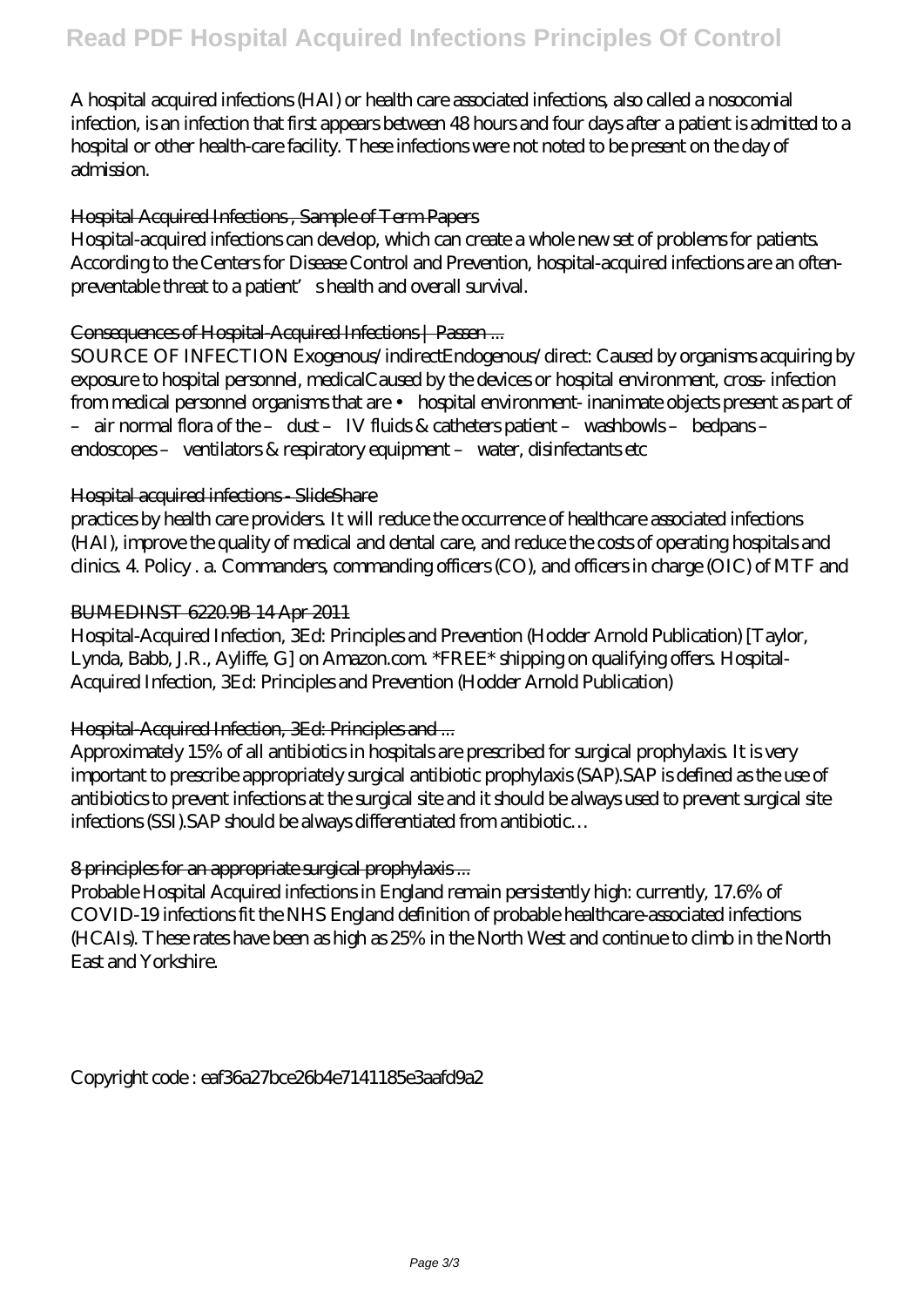A hospital acquired infections (HAI) or health care associated infections, also called a nosocomial infection, is an infection that first appears between 48 hours and four days after a patient is admitted to a hospital or other health-care facility. These infections were not noted to be present on the day of admission.

Hospital Acquired Infections , Sample of Term Papers

Hospital-acquired infections can develop, which can create a whole new set of problems for patients. According to the Centers for Disease Control and Prevention, hospital-acquired infections are an often-preventable threat to a patient's health and overall survival.

Consequences of Hospital-Acquired Infections | Passen ...

SOURCE OF INFECTION Exogenous/indirectEndogenous/direct: Caused by organisms acquiring by exposure to hospital personnel, medicalCaused by the devices or hospital environment, cross- infection from medical personnel organisms that are • hospital environment- inanimate objects present as part of – air normal flora of the – dust – IV fluids & catheters patient – washbowls – bedpans – endoscopes – ventilators & respiratory equipment – water, disinfectants etc

Hospital acquired infections - SlideShare

practices by health care providers. It will reduce the occurrence of healthcare associated infections (HAI), improve the quality of medical and dental care, and reduce the costs of operating hospitals and clinics. 4. Policy . a. Commanders, commanding officers (CO), and officers in charge (OIC) of MTF and

BUMEDINST 6220.9B 14 Apr 2011

Hospital-Acquired Infection, 3Ed: Principles and Prevention (Hodder Arnold Publication) [Taylor, Lynda, Babb, J.R., Ayliffe, G] on Amazon.com. *FREE* shipping on qualifying offers. Hospital-Acquired Infection, 3Ed: Principles and Prevention (Hodder Arnold Publication)

Hospital-Acquired Infection, 3Ed: Principles and ...

Approximately 15% of all antibiotics in hospitals are prescribed for surgical prophylaxis. It is very important to prescribe appropriately surgical antibiotic prophylaxis (SAP).SAP is defined as the use of antibiotics to prevent infections at the surgical site and it should be always used to prevent surgical site infections (SSI).SAP should be always differentiated from antibiotic…

8 principles for an appropriate surgical prophylaxis ...

Probable Hospital Acquired infections in England remain persistently high: currently, 17.6% of COVID-19 infections fit the NHS England definition of probable healthcare-associated infections (HCAIs). These rates have been as high as 25% in the North West and continue to climb in the North East and Yorkshire.

Copyright code : eaf36a27bce26b4e7141185e3aafd9a2